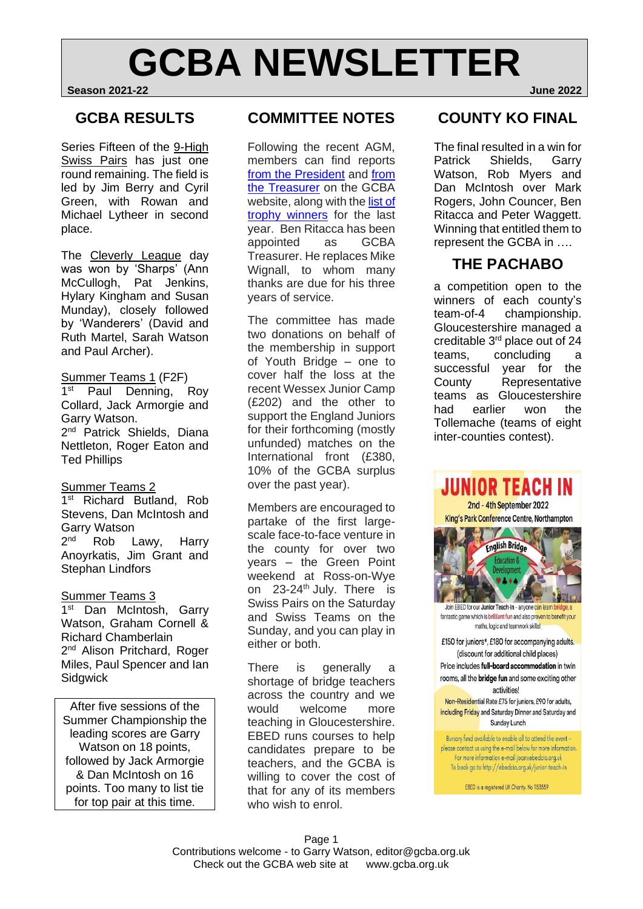# GCBA NEWSLETTER

**Season 2021-22** **June 2022**

## GCBA RESULTS

Series Fifteen of the 9-High Swiss Pairs has just one round remaining. The field is led by Jim Berry and Cyril Green, with Rowan and Michael Lytheer in second place.

The Cleverly League day was won by 'Sharps' (Ann McCullogh, Pat Jenkins, Hylary Kingham and Susan Munday), closely followed by 'Wanderers' (David and Ruth Martel, Sarah Watson and Paul Archer).

Summer Teams 1 (F2F)
1st Paul Denning, Roy Collard, Jack Armorgie and Garry Watson.
2nd Patrick Shields, Diana Nettleton, Roger Eaton and Ted Phillips

Summer Teams 2
1st Richard Butland, Rob Stevens, Dan McIntosh and Garry Watson
2nd Rob Lawy, Harry Anoyrkatis, Jim Grant and Stephan Lindfors

Summer Teams 3
1st Dan McIntosh, Garry Watson, Graham Cornell & Richard Chamberlain
2nd Alison Pritchard, Roger Miles, Paul Spencer and Ian Sidgwick

After five sessions of the Summer Championship the leading scores are Garry Watson on 18 points, followed by Jack Armorgie & Dan McIntosh on 16 points. Too many to list tie for top pair at this time.

## COMMITTEE NOTES

Following the recent AGM, members can find reports from the President and from the Treasurer on the GCBA website, along with the list of trophy winners for the last year. Ben Ritacca has been appointed as GCBA Treasurer. He replaces Mike Wignall, to whom many thanks are due for his three years of service.

The committee has made two donations on behalf of the membership in support of Youth Bridge – one to cover half the loss at the recent Wessex Junior Camp (£202) and the other to support the England Juniors for their forthcoming (mostly unfunded) matches on the International front (£380, 10% of the GCBA surplus over the past year).

Members are encouraged to partake of the first large-scale face-to-face venture in the county for over two years – the Green Point weekend at Ross-on-Wye on 23-24th July. There is Swiss Pairs on the Saturday and Swiss Teams on the Sunday, and you can play in either or both.

There is generally a shortage of bridge teachers across the country and we would welcome more teaching in Gloucestershire. EBED runs courses to help candidates prepare to be teachers, and the GCBA is willing to cover the cost of that for any of its members who wish to enrol.

## COUNTY KO FINAL

The final resulted in a win for Patrick Shields, Garry Watson, Rob Myers and Dan McIntosh over Mark Rogers, John Councer, Ben Ritacca and Peter Waggett. Winning that entitled them to represent the GCBA in ….

## THE PACHABO

a competition open to the winners of each county's team-of-4 championship. Gloucestershire managed a creditable 3rd place out of 24 teams, concluding a successful year for the County Representative teams as Gloucestershire had earlier won the Tollemache (teams of eight inter-counties contest).

**JUNIOR TEACH IN**

2nd - 4th September 2022
King's Park Conference Centre, Northampton

English Bridge Education & Development

Join EBED for our Junior Teach-In - anyone can learn bridge, a fantastic game which is brilliant fun and also proven to benefit your maths, logic and teamwork skills!

£150 for juniors*, £180 for accompanying adults. (discount for additional child places)
Price includes full-board accommodation in twin rooms, all the bridge fun and some exciting other activities!
Non-Residential Rate £75 for juniors, £90 for adults, including Friday and Saturday Dinner and Saturday and Sunday Lunch

Bursary fund available to enable all to attend the event – please contact us using the e-mail below for more information.
For more information e-mail joan@ebedcio.org.uk
To book go to http://ebedcio.org.uk/junior-teach-in

EBED is a registered UK Charity. No 1153559

Contributions welcome - to Garry Watson, editor@gcba.org.uk
Check out the GCBA web site at www.gcba.org.uk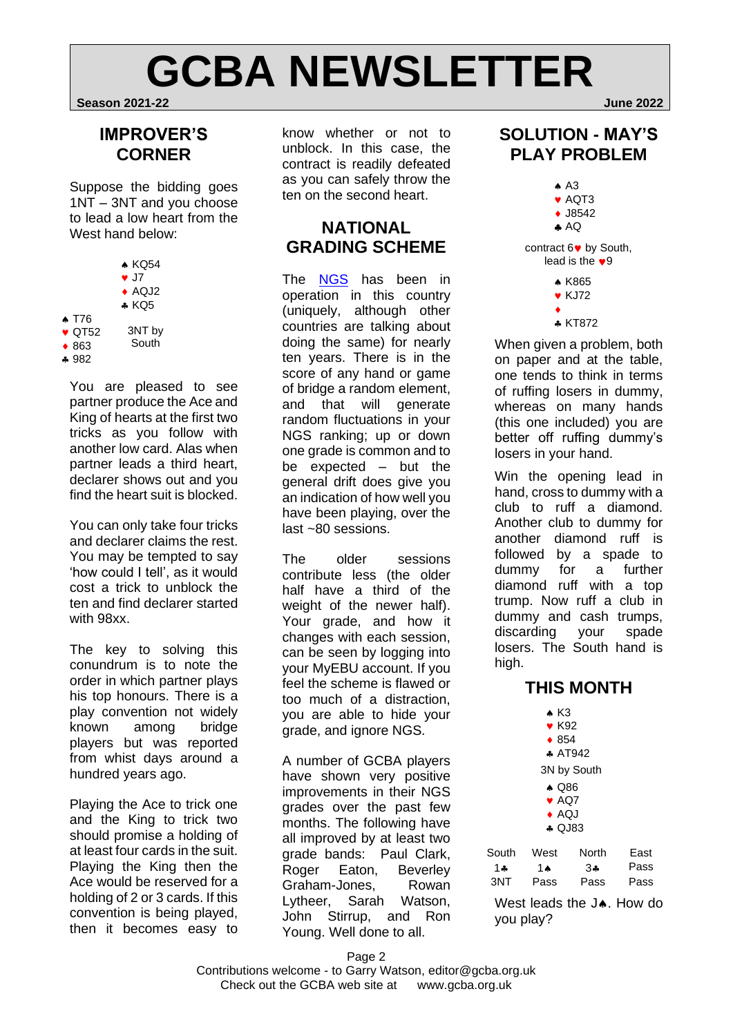# GCBA NEWSLETTER

**Season 2021-22** **June 2022**

## IMPROVER'S CORNER

Suppose the bidding goes 1NT – 3NT and you choose to lead a low heart from the West hand below:

♠ KQ54
♥ J7
♦ AQJ2
♣ KQ5

♠ T76
♥ QT52
♦ 863
♣ 982

3NT by South

You are pleased to see partner produce the Ace and King of hearts at the first two tricks as you follow with another low card. Alas when partner leads a third heart, declarer shows out and you find the heart suit is blocked.

You can only take four tricks and declarer claims the rest. You may be tempted to say 'how could I tell', as it would cost a trick to unblock the ten and find declarer started with 98xx.

The key to solving this conundrum is to note the order in which partner plays his top honours. There is a play convention not widely known among bridge players but was reported from whist days around a hundred years ago.

Playing the Ace to trick one and the King to trick two should promise a holding of at least four cards in the suit. Playing the King then the Ace would be reserved for a holding of 2 or 3 cards. If this convention is being played, then it becomes easy to know whether or not to unblock. In this case, the contract is readily defeated as you can safely throw the ten on the second heart.

## NATIONAL GRADING SCHEME

The NGS has been in operation in this country (uniquely, although other countries are talking about doing the same) for nearly ten years. There is in the score of any hand or game of bridge a random element, and that will generate random fluctuations in your NGS ranking; up or down one grade is common and to be expected – but the general drift does give you an indication of how well you have been playing, over the last ~80 sessions.

The older sessions contribute less (the older half have a third of the weight of the newer half). Your grade, and how it changes with each session, can be seen by logging into your MyEBU account. If you feel the scheme is flawed or too much of a distraction, you are able to hide your grade, and ignore NGS.

A number of GCBA players have shown very positive improvements in their NGS grades over the past few months. The following have all improved by at least two grade bands: Paul Clark, Roger Eaton, Beverley Graham-Jones, Rowan Lytheer, Sarah Watson, John Stirrup, and Ron Young. Well done to all.

## SOLUTION - MAY'S PLAY PROBLEM

♠ A3
♥ AQT3
♦ J8542
♣ AQ

contract 6♥ by South, lead is the ♥9

♠ K865
♥ KJ72
♦
♣ KT872

When given a problem, both on paper and at the table, one tends to think in terms of ruffing losers in dummy, whereas on many hands (this one included) you are better off ruffing dummy's losers in your hand.

Win the opening lead in hand, cross to dummy with a club to ruff a diamond. Another club to dummy for another diamond ruff is followed by a spade to dummy for a further diamond ruff with a top trump. Now ruff a club in dummy and cash trumps, discarding your spade losers. The South hand is high.

## THIS MONTH

♠ K3
♥ K92
♦ 854
♣ AT942

3N by South

♠ Q86
♥ AQ7
♦ AQJ
♣ QJ83

| South | West | North | East |
|---|---|---|---|
| 1♣ | 1♠ | 3♣ | Pass |
| 3NT | Pass | Pass | Pass |

West leads the J♠. How do you play?

Contributions welcome - to Garry Watson, editor@gcba.org.uk
Check out the GCBA web site at www.gcba.org.uk